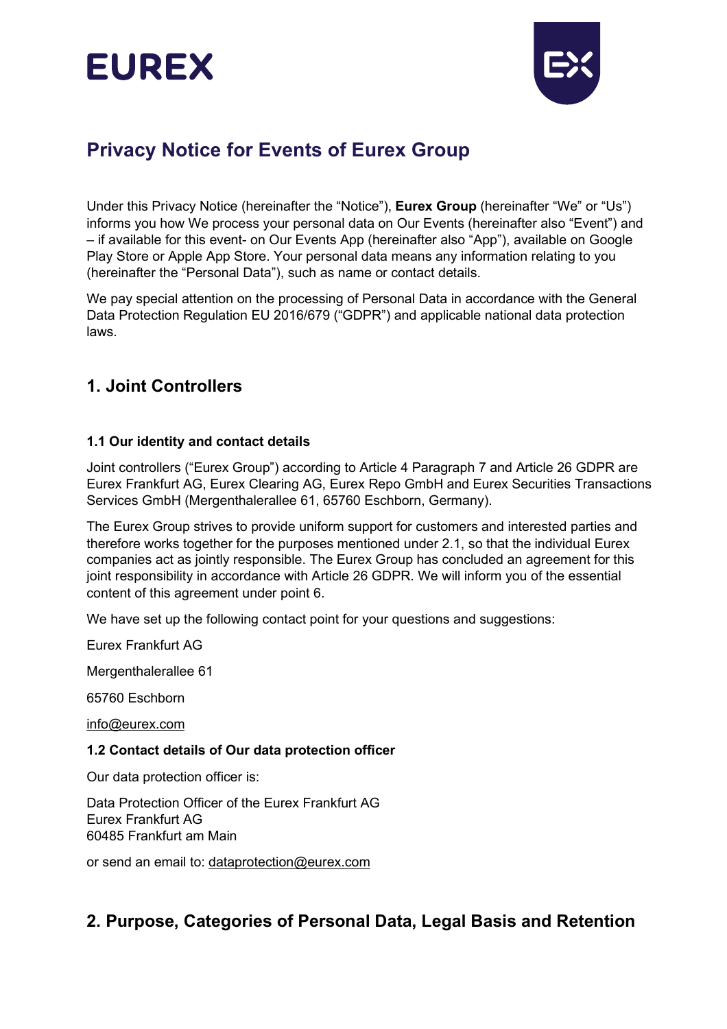EUREX

# Privacy Notice for Events of Eurex Group

Under this Privacy Notice (hereinafter the "Notice"), **Eurex Group** (hereinafter "We" or "Us") informs you how We process your personal data on Our Events (hereinafter also "Event") and – if available for this event- on Our Events App (hereinafter also "App"), available on Google Play Store or Apple App Store. Your personal data means any information relating to you (hereinafter the "Personal Data"), such as name or contact details.

We pay special attention on the processing of Personal Data in accordance with the General Data Protection Regulation EU 2016/679 ("GDPR") and applicable national data protection laws.

## 1. Joint Controllers

### 1.1 Our identity and contact details

Joint controllers ("Eurex Group") according to Article 4 Paragraph 7 and Article 26 GDPR are Eurex Frankfurt AG, Eurex Clearing AG, Eurex Repo GmbH and Eurex Securities Transactions Services GmbH (Mergenthalerallee 61, 65760 Eschborn, Germany).

The Eurex Group strives to provide uniform support for customers and interested parties and therefore works together for the purposes mentioned under 2.1, so that the individual Eurex companies act as jointly responsible. The Eurex Group has concluded an agreement for this joint responsibility in accordance with Article 26 GDPR. We will inform you of the essential content of this agreement under point 6.

We have set up the following contact point for your questions and suggestions:

Eurex Frankfurt AG

Mergenthalerallee 61

65760 Eschborn

info@eurex.com

### 1.2 Contact details of Our data protection officer

Our data protection officer is:

Data Protection Officer of the Eurex Frankfurt AG  
Eurex Frankfurt AG  
60485 Frankfurt am Main

or send an email to: dataprotection@eurex.com

## 2. Purpose, Categories of Personal Data, Legal Basis and Retention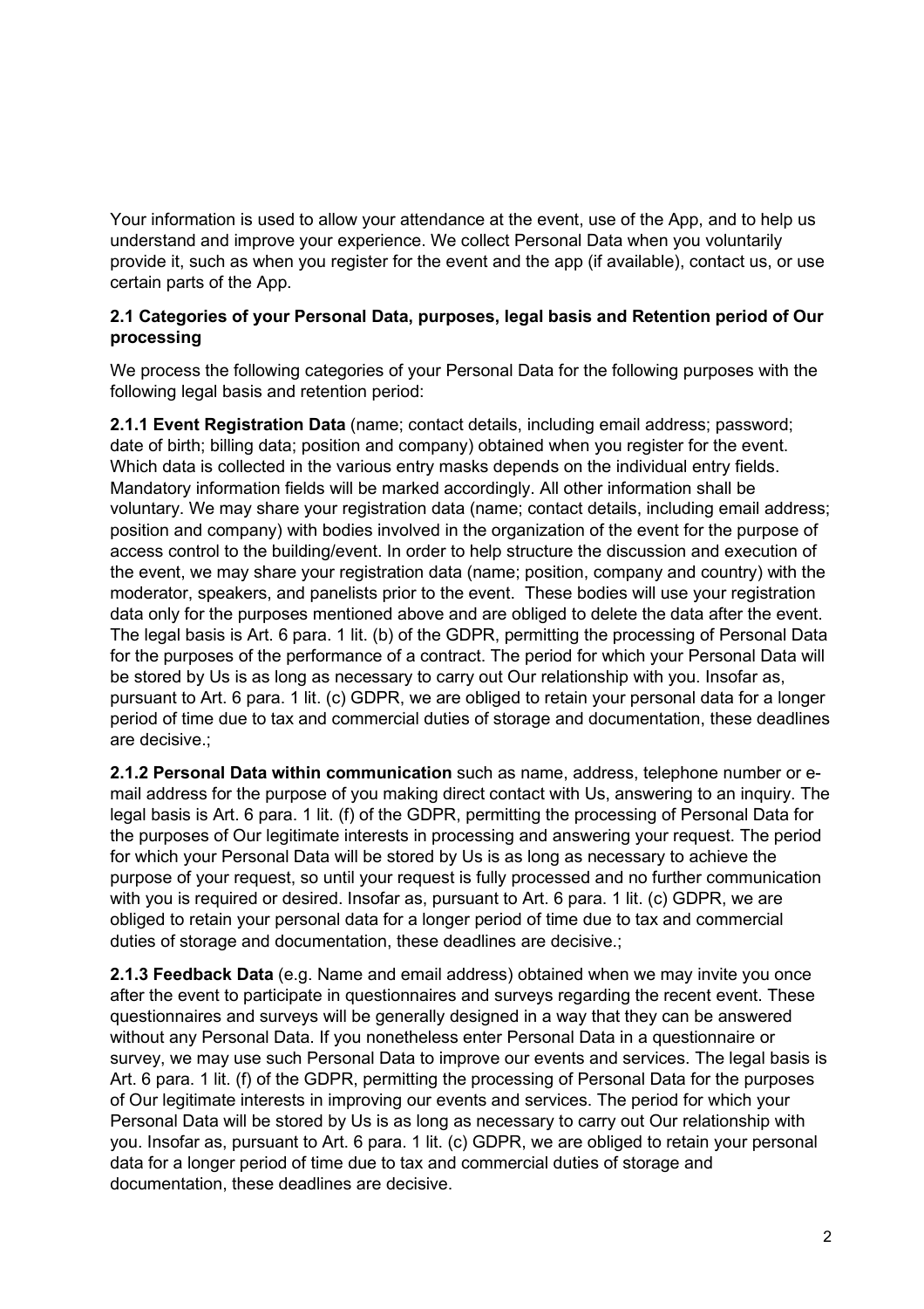Your information is used to allow your attendance at the event, use of the App, and to help us understand and improve your experience. We collect Personal Data when you voluntarily provide it, such as when you register for the event and the app (if available), contact us, or use certain parts of the App.

### 2.1 Categories of your Personal Data, purposes, legal basis and Retention period of Our processing

We process the following categories of your Personal Data for the following purposes with the following legal basis and retention period:

**2.1.1 Event Registration Data** (name; contact details, including email address; password; date of birth; billing data; position and company) obtained when you register for the event. Which data is collected in the various entry masks depends on the individual entry fields. Mandatory information fields will be marked accordingly. All other information shall be voluntary. We may share your registration data (name; contact details, including email address; position and company) with bodies involved in the organization of the event for the purpose of access control to the building/event. In order to help structure the discussion and execution of the event, we may share your registration data (name; position, company and country) with the moderator, speakers, and panelists prior to the event. These bodies will use your registration data only for the purposes mentioned above and are obliged to delete the data after the event. The legal basis is Art. 6 para. 1 lit. (b) of the GDPR, permitting the processing of Personal Data for the purposes of the performance of a contract. The period for which your Personal Data will be stored by Us is as long as necessary to carry out Our relationship with you. Insofar as, pursuant to Art. 6 para. 1 lit. (c) GDPR, we are obliged to retain your personal data for a longer period of time due to tax and commercial duties of storage and documentation, these deadlines are decisive.;

**2.1.2 Personal Data within communication** such as name, address, telephone number or e-mail address for the purpose of you making direct contact with Us, answering to an inquiry. The legal basis is Art. 6 para. 1 lit. (f) of the GDPR, permitting the processing of Personal Data for the purposes of Our legitimate interests in processing and answering your request. The period for which your Personal Data will be stored by Us is as long as necessary to achieve the purpose of your request, so until your request is fully processed and no further communication with you is required or desired. Insofar as, pursuant to Art. 6 para. 1 lit. (c) GDPR, we are obliged to retain your personal data for a longer period of time due to tax and commercial duties of storage and documentation, these deadlines are decisive.;

**2.1.3 Feedback Data** (e.g. Name and email address) obtained when we may invite you once after the event to participate in questionnaires and surveys regarding the recent event. These questionnaires and surveys will be generally designed in a way that they can be answered without any Personal Data. If you nonetheless enter Personal Data in a questionnaire or survey, we may use such Personal Data to improve our events and services. The legal basis is Art. 6 para. 1 lit. (f) of the GDPR, permitting the processing of Personal Data for the purposes of Our legitimate interests in improving our events and services. The period for which your Personal Data will be stored by Us is as long as necessary to carry out Our relationship with you. Insofar as, pursuant to Art. 6 para. 1 lit. (c) GDPR, we are obliged to retain your personal data for a longer period of time due to tax and commercial duties of storage and documentation, these deadlines are decisive.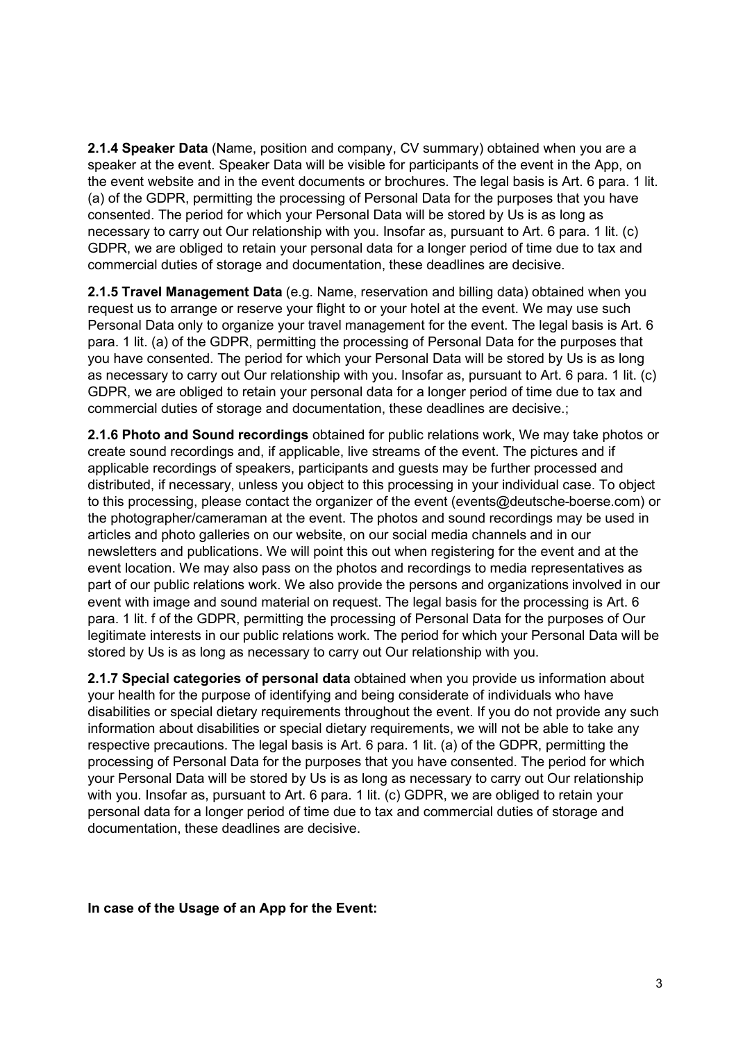**2.1.4 Speaker Data** (Name, position and company, CV summary) obtained when you are a speaker at the event. Speaker Data will be visible for participants of the event in the App, on the event website and in the event documents or brochures. The legal basis is Art. 6 para. 1 lit. (a) of the GDPR, permitting the processing of Personal Data for the purposes that you have consented. The period for which your Personal Data will be stored by Us is as long as necessary to carry out Our relationship with you. Insofar as, pursuant to Art. 6 para. 1 lit. (c) GDPR, we are obliged to retain your personal data for a longer period of time due to tax and commercial duties of storage and documentation, these deadlines are decisive.

**2.1.5 Travel Management Data** (e.g. Name, reservation and billing data) obtained when you request us to arrange or reserve your flight to or your hotel at the event. We may use such Personal Data only to organize your travel management for the event. The legal basis is Art. 6 para. 1 lit. (a) of the GDPR, permitting the processing of Personal Data for the purposes that you have consented. The period for which your Personal Data will be stored by Us is as long as necessary to carry out Our relationship with you. Insofar as, pursuant to Art. 6 para. 1 lit. (c) GDPR, we are obliged to retain your personal data for a longer period of time due to tax and commercial duties of storage and documentation, these deadlines are decisive.;

**2.1.6 Photo and Sound recordings** obtained for public relations work, We may take photos or create sound recordings and, if applicable, live streams of the event. The pictures and if applicable recordings of speakers, participants and guests may be further processed and distributed, if necessary, unless you object to this processing in your individual case. To object to this processing, please contact the organizer of the event (events@deutsche-boerse.com) or the photographer/cameraman at the event. The photos and sound recordings may be used in articles and photo galleries on our website, on our social media channels and in our newsletters and publications. We will point this out when registering for the event and at the event location. We may also pass on the photos and recordings to media representatives as part of our public relations work. We also provide the persons and organizations involved in our event with image and sound material on request. The legal basis for the processing is Art. 6 para. 1 lit. f of the GDPR, permitting the processing of Personal Data for the purposes of Our legitimate interests in our public relations work. The period for which your Personal Data will be stored by Us is as long as necessary to carry out Our relationship with you.

**2.1.7 Special categories of personal data** obtained when you provide us information about your health for the purpose of identifying and being considerate of individuals who have disabilities or special dietary requirements throughout the event. If you do not provide any such information about disabilities or special dietary requirements, we will not be able to take any respective precautions. The legal basis is Art. 6 para. 1 lit. (a) of the GDPR, permitting the processing of Personal Data for the purposes that you have consented. The period for which your Personal Data will be stored by Us is as long as necessary to carry out Our relationship with you. Insofar as, pursuant to Art. 6 para. 1 lit. (c) GDPR, we are obliged to retain your personal data for a longer period of time due to tax and commercial duties of storage and documentation, these deadlines are decisive.

**In case of the Usage of an App for the Event:**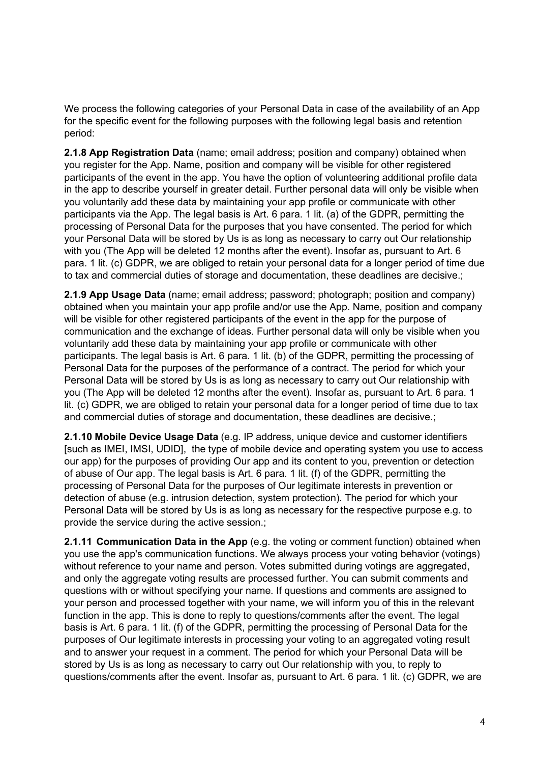We process the following categories of your Personal Data in case of the availability of an App for the specific event for the following purposes with the following legal basis and retention period:

**2.1.8 App Registration Data** (name; email address; position and company) obtained when you register for the App. Name, position and company will be visible for other registered participants of the event in the app. You have the option of volunteering additional profile data in the app to describe yourself in greater detail. Further personal data will only be visible when you voluntarily add these data by maintaining your app profile or communicate with other participants via the App. The legal basis is Art. 6 para. 1 lit. (a) of the GDPR, permitting the processing of Personal Data for the purposes that you have consented. The period for which your Personal Data will be stored by Us is as long as necessary to carry out Our relationship with you (The App will be deleted 12 months after the event). Insofar as, pursuant to Art. 6 para. 1 lit. (c) GDPR, we are obliged to retain your personal data for a longer period of time due to tax and commercial duties of storage and documentation, these deadlines are decisive.;

**2.1.9 App Usage Data** (name; email address; password; photograph; position and company) obtained when you maintain your app profile and/or use the App. Name, position and company will be visible for other registered participants of the event in the app for the purpose of communication and the exchange of ideas. Further personal data will only be visible when you voluntarily add these data by maintaining your app profile or communicate with other participants. The legal basis is Art. 6 para. 1 lit. (b) of the GDPR, permitting the processing of Personal Data for the purposes of the performance of a contract. The period for which your Personal Data will be stored by Us is as long as necessary to carry out Our relationship with you (The App will be deleted 12 months after the event). Insofar as, pursuant to Art. 6 para. 1 lit. (c) GDPR, we are obliged to retain your personal data for a longer period of time due to tax and commercial duties of storage and documentation, these deadlines are decisive.;

**2.1.10 Mobile Device Usage Data** (e.g. IP address, unique device and customer identifiers [such as IMEI, IMSI, UDID], the type of mobile device and operating system you use to access our app) for the purposes of providing Our app and its content to you, prevention or detection of abuse of Our app. The legal basis is Art. 6 para. 1 lit. (f) of the GDPR, permitting the processing of Personal Data for the purposes of Our legitimate interests in prevention or detection of abuse (e.g. intrusion detection, system protection). The period for which your Personal Data will be stored by Us is as long as necessary for the respective purpose e.g. to provide the service during the active session.;

**2.1.11 Communication Data in the App** (e.g. the voting or comment function) obtained when you use the app's communication functions. We always process your voting behavior (votings) without reference to your name and person. Votes submitted during votings are aggregated, and only the aggregate voting results are processed further. You can submit comments and questions with or without specifying your name. If questions and comments are assigned to your person and processed together with your name, we will inform you of this in the relevant function in the app. This is done to reply to questions/comments after the event. The legal basis is Art. 6 para. 1 lit. (f) of the GDPR, permitting the processing of Personal Data for the purposes of Our legitimate interests in processing your voting to an aggregated voting result and to answer your request in a comment. The period for which your Personal Data will be stored by Us is as long as necessary to carry out Our relationship with you, to reply to questions/comments after the event. Insofar as, pursuant to Art. 6 para. 1 lit. (c) GDPR, we are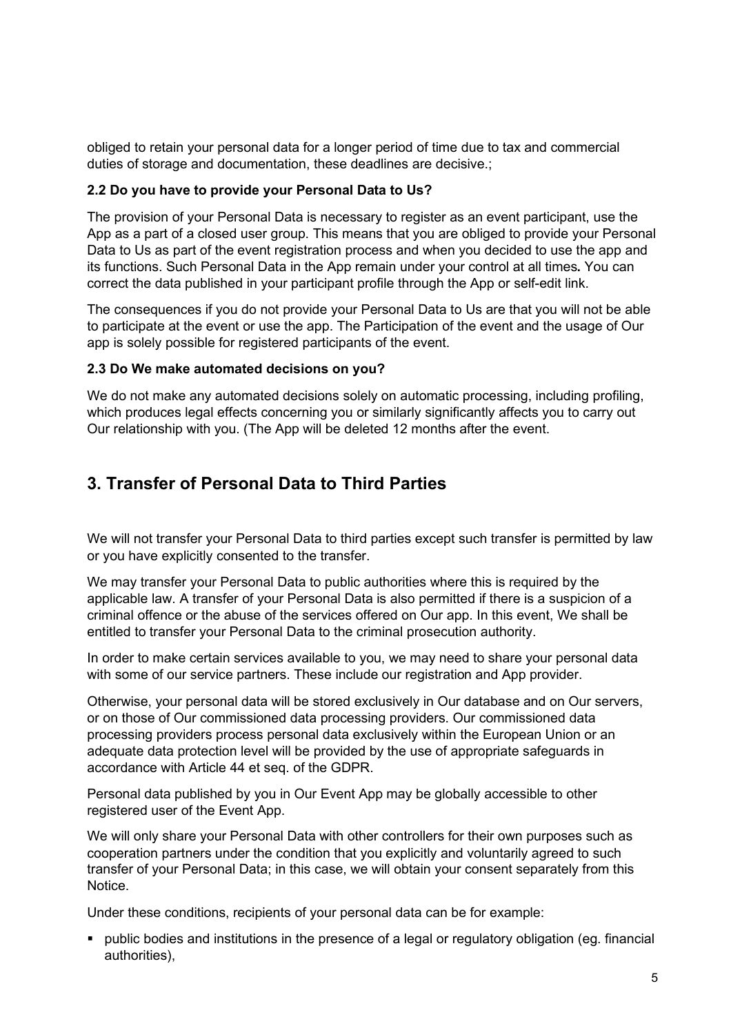obliged to retain your personal data for a longer period of time due to tax and commercial duties of storage and documentation, these deadlines are decisive.;

### 2.2 Do you have to provide your Personal Data to Us?

The provision of your Personal Data is necessary to register as an event participant, use the App as a part of a closed user group. This means that you are obliged to provide your Personal Data to Us as part of the event registration process and when you decided to use the app and its functions. Such Personal Data in the App remain under your control at all times**.** You can correct the data published in your participant profile through the App or self-edit link.

The consequences if you do not provide your Personal Data to Us are that you will not be able to participate at the event or use the app. The Participation of the event and the usage of Our app is solely possible for registered participants of the event.

### 2.3 Do We make automated decisions on you?

We do not make any automated decisions solely on automatic processing, including profiling, which produces legal effects concerning you or similarly significantly affects you to carry out Our relationship with you. (The App will be deleted 12 months after the event.

## 3. Transfer of Personal Data to Third Parties

We will not transfer your Personal Data to third parties except such transfer is permitted by law or you have explicitly consented to the transfer.

We may transfer your Personal Data to public authorities where this is required by the applicable law. A transfer of your Personal Data is also permitted if there is a suspicion of a criminal offence or the abuse of the services offered on Our app. In this event, We shall be entitled to transfer your Personal Data to the criminal prosecution authority.

In order to make certain services available to you, we may need to share your personal data with some of our service partners. These include our registration and App provider.

Otherwise, your personal data will be stored exclusively in Our database and on Our servers, or on those of Our commissioned data processing providers. Our commissioned data processing providers process personal data exclusively within the European Union or an adequate data protection level will be provided by the use of appropriate safeguards in accordance with Article 44 et seq. of the GDPR.

Personal data published by you in Our Event App may be globally accessible to other registered user of the Event App.

We will only share your Personal Data with other controllers for their own purposes such as cooperation partners under the condition that you explicitly and voluntarily agreed to such transfer of your Personal Data; in this case, we will obtain your consent separately from this Notice.

Under these conditions, recipients of your personal data can be for example:

- public bodies and institutions in the presence of a legal or regulatory obligation (eg. financial authorities),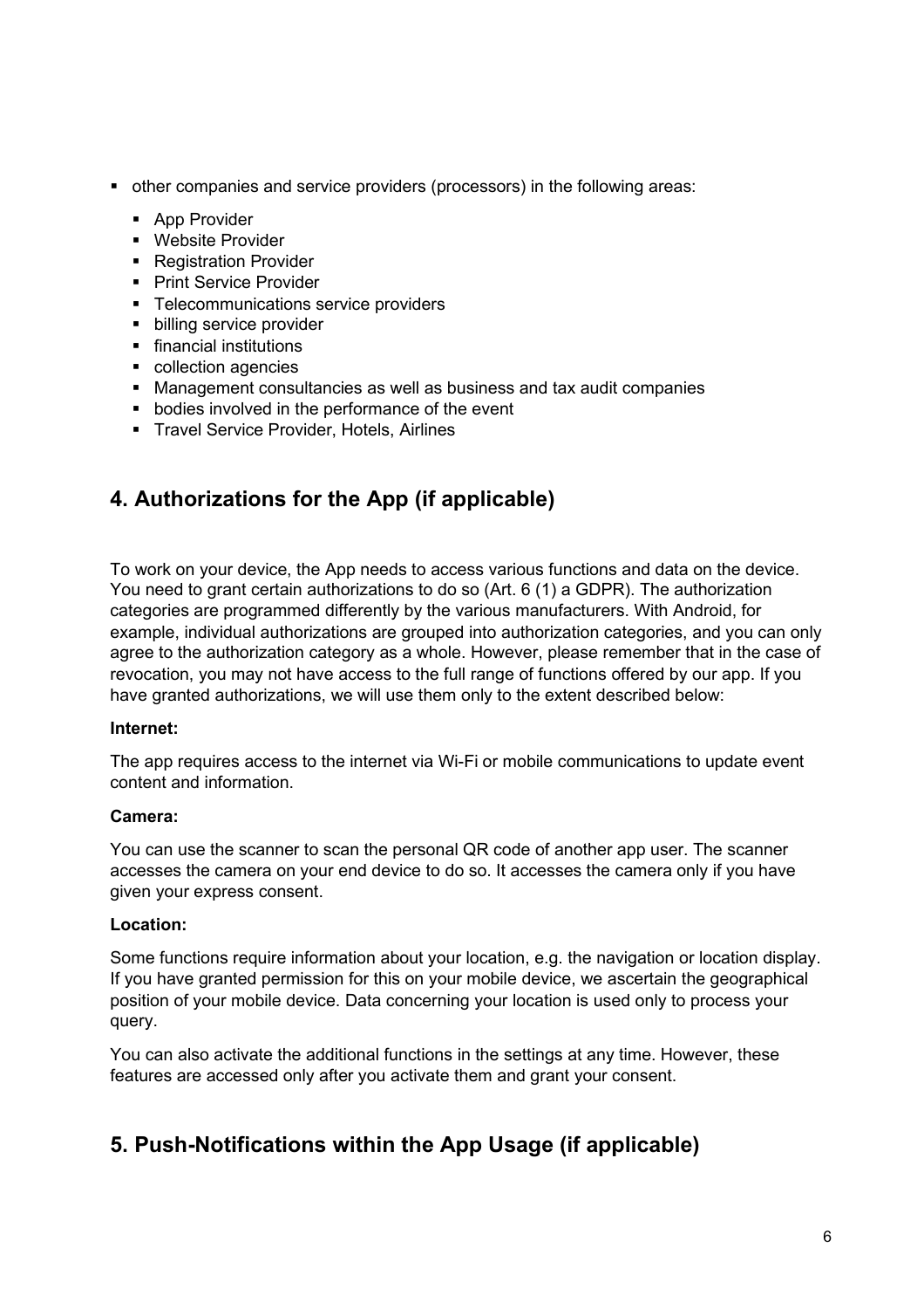- other companies and service providers (processors) in the following areas:
  - App Provider
  - Website Provider
  - Registration Provider
  - Print Service Provider
  - Telecommunications service providers
  - billing service provider
  - financial institutions
  - collection agencies
  - Management consultancies as well as business and tax audit companies
  - bodies involved in the performance of the event
  - Travel Service Provider, Hotels, Airlines

## 4. Authorizations for the App (if applicable)

To work on your device, the App needs to access various functions and data on the device. You need to grant certain authorizations to do so (Art. 6 (1) a GDPR). The authorization categories are programmed differently by the various manufacturers. With Android, for example, individual authorizations are grouped into authorization categories, and you can only agree to the authorization category as a whole. However, please remember that in the case of revocation, you may not have access to the full range of functions offered by our app. If you have granted authorizations, we will use them only to the extent described below:

**Internet:**

The app requires access to the internet via Wi-Fi or mobile communications to update event content and information.

**Camera:**

You can use the scanner to scan the personal QR code of another app user. The scanner accesses the camera on your end device to do so. It accesses the camera only if you have given your express consent.

**Location:**

Some functions require information about your location, e.g. the navigation or location display. If you have granted permission for this on your mobile device, we ascertain the geographical position of your mobile device. Data concerning your location is used only to process your query.

You can also activate the additional functions in the settings at any time. However, these features are accessed only after you activate them and grant your consent.

## 5. Push-Notifications within the App Usage (if applicable)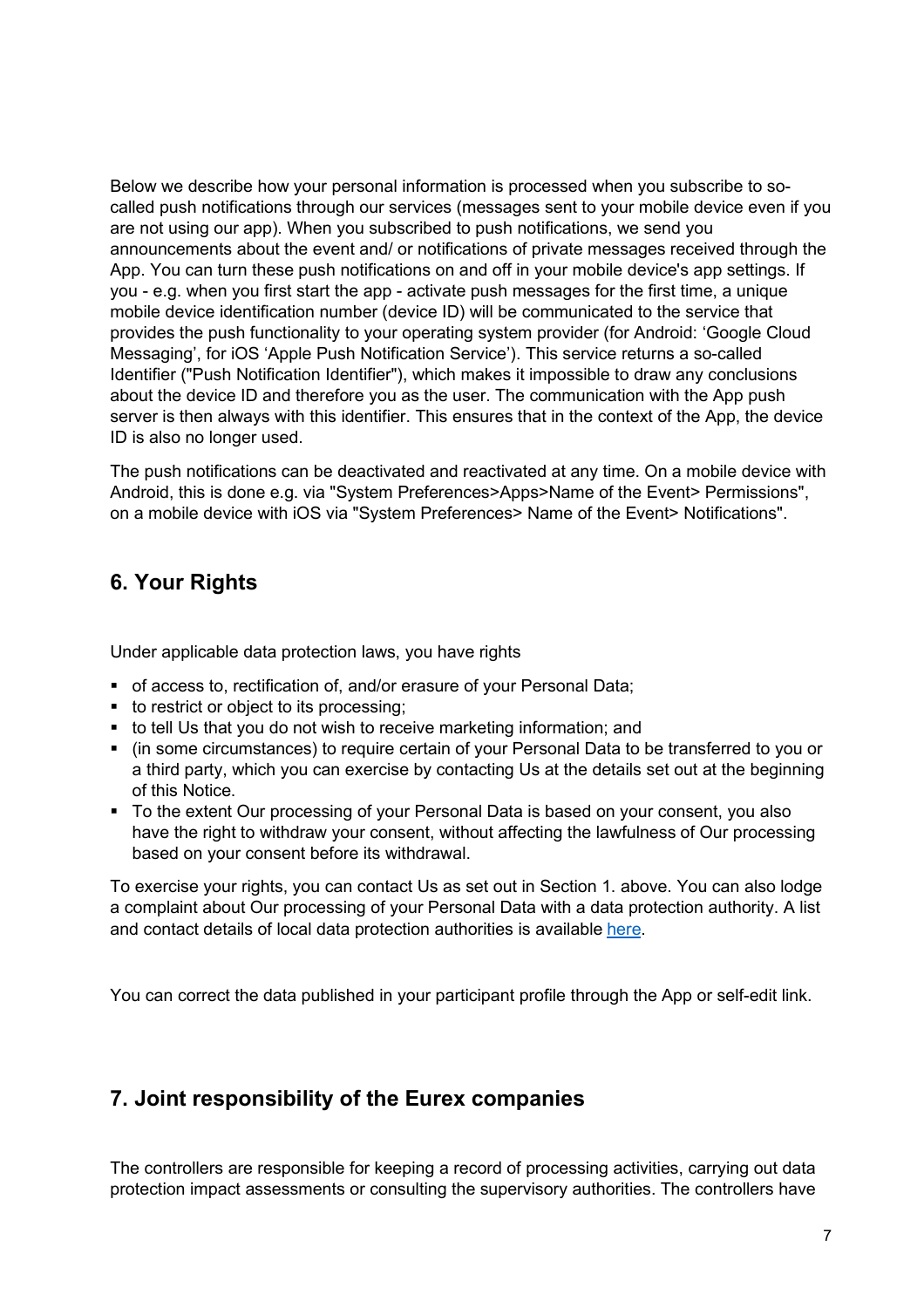Below we describe how your personal information is processed when you subscribe to so-called push notifications through our services (messages sent to your mobile device even if you are not using our app). When you subscribed to push notifications, we send you announcements about the event and/ or notifications of private messages received through the App. You can turn these push notifications on and off in your mobile device's app settings. If you - e.g. when you first start the app - activate push messages for the first time, a unique mobile device identification number (device ID) will be communicated to the service that provides the push functionality to your operating system provider (for Android: 'Google Cloud Messaging', for iOS 'Apple Push Notification Service'). This service returns a so-called Identifier ("Push Notification Identifier"), which makes it impossible to draw any conclusions about the device ID and therefore you as the user. The communication with the App push server is then always with this identifier. This ensures that in the context of the App, the device ID is also no longer used.

The push notifications can be deactivated and reactivated at any time. On a mobile device with Android, this is done e.g. via "System Preferences>Apps>Name of the Event> Permissions", on a mobile device with iOS via "System Preferences> Name of the Event> Notifications".

## 6. Your Rights

Under applicable data protection laws, you have rights

- of access to, rectification of, and/or erasure of your Personal Data;
- to restrict or object to its processing;
- to tell Us that you do not wish to receive marketing information; and
- (in some circumstances) to require certain of your Personal Data to be transferred to you or a third party, which you can exercise by contacting Us at the details set out at the beginning of this Notice.
- To the extent Our processing of your Personal Data is based on your consent, you also have the right to withdraw your consent, without affecting the lawfulness of Our processing based on your consent before its withdrawal.

To exercise your rights, you can contact Us as set out in Section 1. above. You can also lodge a complaint about Our processing of your Personal Data with a data protection authority. A list and contact details of local data protection authorities is available here.

You can correct the data published in your participant profile through the App or self-edit link.

## 7. Joint responsibility of the Eurex companies

The controllers are responsible for keeping a record of processing activities, carrying out data protection impact assessments or consulting the supervisory authorities. The controllers have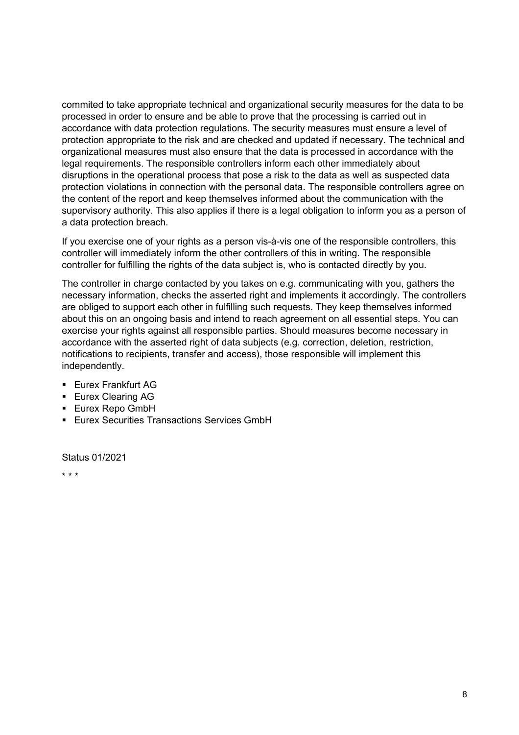commited to take appropriate technical and organizational security measures for the data to be processed in order to ensure and be able to prove that the processing is carried out in accordance with data protection regulations. The security measures must ensure a level of protection appropriate to the risk and are checked and updated if necessary. The technical and organizational measures must also ensure that the data is processed in accordance with the legal requirements. The responsible controllers inform each other immediately about disruptions in the operational process that pose a risk to the data as well as suspected data protection violations in connection with the personal data. The responsible controllers agree on the content of the report and keep themselves informed about the communication with the supervisory authority. This also applies if there is a legal obligation to inform you as a person of a data protection breach.

If you exercise one of your rights as a person vis-à-vis one of the responsible controllers, this controller will immediately inform the other controllers of this in writing. The responsible controller for fulfilling the rights of the data subject is, who is contacted directly by you.

The controller in charge contacted by you takes on e.g. communicating with you, gathers the necessary information, checks the asserted right and implements it accordingly. The controllers are obliged to support each other in fulfilling such requests. They keep themselves informed about this on an ongoing basis and intend to reach agreement on all essential steps. You can exercise your rights against all responsible parties. Should measures become necessary in accordance with the asserted right of data subjects (e.g. correction, deletion, restriction, notifications to recipients, transfer and access), those responsible will implement this independently.

- Eurex Frankfurt AG
- Eurex Clearing AG
- Eurex Repo GmbH
- Eurex Securities Transactions Services GmbH

Status 01/2021

* * *